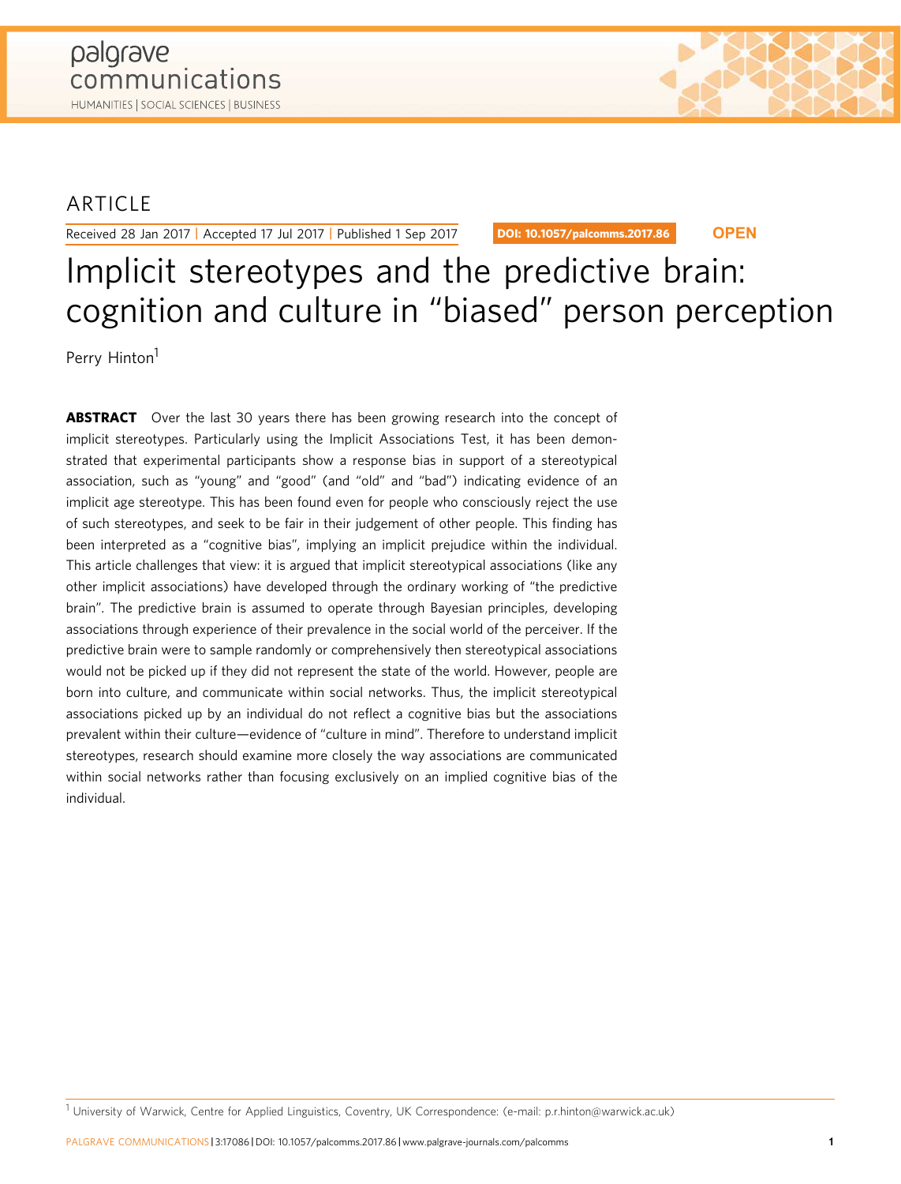ARTICLE

Received 28 Jan 2017 | Accepted 17 Jul 2017 | Published 1 Sep 2017

DOI: 10.1057/palcomms.2017.86 **OPEN**

# Implicit stereotypes and the predictive brain: cognition and culture in "biased" person perception

Perry Hinton[1]

**ABSTRACT** Over the last 30 years there has been growing research into the concept of implicit stereotypes. Particularly using the Implicit Associations Test, it has been demonstrated that experimental participants show a response bias in support of a stereotypical association, such as "young" and "good" (and "old" and "bad") indicating evidence of an implicit age stereotype. This has been found even for people who consciously reject the use of such stereotypes, and seek to be fair in their judgement of other people. This finding has been interpreted as a "cognitive bias", implying an implicit prejudice within the individual. This article challenges that view: it is argued that implicit stereotypical associations (like any other implicit associations) have developed through the ordinary working of "the predictive brain". The predictive brain is assumed to operate through Bayesian principles, developing associations through experience of their prevalence in the social world of the perceiver. If the predictive brain were to sample randomly or comprehensively then stereotypical associations would not be picked up if they did not represent the state of the world. However, people are born into culture, and communicate within social networks. Thus, the implicit stereotypical associations picked up by an individual do not reflect a cognitive bias but the associations prevalent within their culture—evidence of "culture in mind". Therefore to understand implicit stereotypes, research should examine more closely the way associations are communicated within social networks rather than focusing exclusively on an implied cognitive bias of the individual.

[1] University of Warwick, Centre for Applied Linguistics, Coventry, UK Correspondence: (e-mail: p.r.hinton@warwick.ac.uk)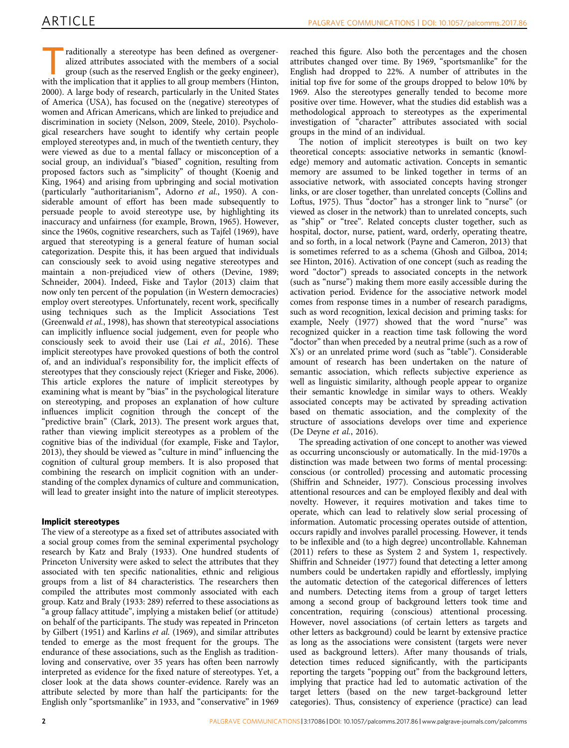Traditionally a stereotype has been defined as overgeneralized attributes associated with the members of a social group (such as the reserved English or the geeky engineer), with the implication that it applies to all group members (Hinton, 2000). A large body of research, particularly in the United States of America (USA), has focused on the (negative) stereotypes of women and African Americans, which are linked to prejudice and discrimination in society (Nelson, 2009, Steele, 2010). Psychological researchers have sought to identify why certain people employed stereotypes and, in much of the twentieth century, they were viewed as due to a mental fallacy or misconception of a social group, an individual's "biased" cognition, resulting from proposed factors such as "simplicity" of thought (Koenig and King, 1964) and arising from upbringing and social motivation (particularly "authoritarianism", Adorno *et al.*, 1950). A considerable amount of effort has been made subsequently to persuade people to avoid stereotype use, by highlighting its inaccuracy and unfairness (for example, Brown, 1965). However, since the 1960s, cognitive researchers, such as Tajfel (1969), have argued that stereotyping is a general feature of human social categorization. Despite this, it has been argued that individuals can consciously seek to avoid using negative stereotypes and maintain a non-prejudiced view of others (Devine, 1989; Schneider, 2004). Indeed, Fiske and Taylor (2013) claim that now only ten percent of the population (in Western democracies) employ overt stereotypes. Unfortunately, recent work, specifically using techniques such as the Implicit Associations Test (Greenwald *et al.*, 1998), has shown that stereotypical associations can implicitly influence social judgement, even for people who consciously seek to avoid their use (Lai *et al.*, 2016). These implicit stereotypes have provoked questions of both the control of, and an individual's responsibility for, the implicit effects of stereotypes that they consciously reject (Krieger and Fiske, 2006). This article explores the nature of implicit stereotypes by examining what is meant by "bias" in the psychological literature on stereotyping, and proposes an explanation of how culture influences implicit cognition through the concept of the "predictive brain" (Clark, 2013). The present work argues that, rather than viewing implicit stereotypes as a problem of the cognitive bias of the individual (for example, Fiske and Taylor, 2013), they should be viewed as "culture in mind" influencing the cognition of cultural group members. It is also proposed that combining the research on implicit cognition with an understanding of the complex dynamics of culture and communication, will lead to greater insight into the nature of implicit stereotypes.

## Implicit stereotypes

The view of a stereotype as a fixed set of attributes associated with a social group comes from the seminal experimental psychology research by Katz and Braly (1933). One hundred students of Princeton University were asked to select the attributes that they associated with ten specific nationalities, ethnic and religious groups from a list of 84 characteristics. The researchers then compiled the attributes most commonly associated with each group. Katz and Braly (1933: 289) referred to these associations as "a group fallacy attitude", implying a mistaken belief (or attitude) on behalf of the participants. The study was repeated in Princeton by Gilbert (1951) and Karlins *et al.* (1969), and similar attributes tended to emerge as the most frequent for the groups. The endurance of these associations, such as the English as tradition-loving and conservative, over 35 years has often been narrowly interpreted as evidence for the fixed nature of stereotypes. Yet, a closer look at the data shows counter-evidence. Rarely was an attribute selected by more than half the participants: for the English only "sportsmanlike" in 1933, and "conservative" in 1969 reached this figure. Also both the percentages and the chosen attributes changed over time. By 1969, "sportsmanlike" for the English had dropped to 22%. A number of attributes in the initial top five for some of the groups dropped to below 10% by 1969. Also the stereotypes generally tended to become more positive over time. However, what the studies did establish was a methodological approach to stereotypes as the experimental investigation of "character" attributes associated with social groups in the mind of an individual.

The notion of implicit stereotypes is built on two key theoretical concepts: associative networks in semantic (knowledge) memory and automatic activation. Concepts in semantic memory are assumed to be linked together in terms of an associative network, with associated concepts having stronger links, or are closer together, than unrelated concepts (Collins and Loftus, 1975). Thus "doctor" has a stronger link to "nurse" (or viewed as closer in the network) than to unrelated concepts, such as "ship" or "tree". Related concepts cluster together, such as hospital, doctor, nurse, patient, ward, orderly, operating theatre, and so forth, in a local network (Payne and Cameron, 2013) that is sometimes referred to as a schema (Ghosh and Gilboa, 2014; see Hinton, 2016). Activation of one concept (such as reading the word "doctor") spreads to associated concepts in the network (such as "nurse") making them more easily accessible during the activation period. Evidence for the associative network model comes from response times in a number of research paradigms, such as word recognition, lexical decision and priming tasks: for example, Neely (1977) showed that the word "nurse" was recognized quicker in a reaction time task following the word "doctor" than when preceded by a neutral prime (such as a row of X's) or an unrelated prime word (such as "table"). Considerable amount of research has been undertaken on the nature of semantic association, which reflects subjective experience as well as linguistic similarity, although people appear to organize their semantic knowledge in similar ways to others. Weakly associated concepts may be activated by spreading activation based on thematic association, and the complexity of the structure of associations develops over time and experience (De Deyne *et al.*, 2016).

The spreading activation of one concept to another was viewed as occurring unconsciously or automatically. In the mid-1970s a distinction was made between two forms of mental processing: conscious (or controlled) processing and automatic processing (Shiffrin and Schneider, 1977). Conscious processing involves attentional resources and can be employed flexibly and deal with novelty. However, it requires motivation and takes time to operate, which can lead to relatively slow serial processing of information. Automatic processing operates outside of attention, occurs rapidly and involves parallel processing. However, it tends to be inflexible and (to a high degree) uncontrollable. Kahneman (2011) refers to these as System 2 and System 1, respectively. Shiffrin and Schneider (1977) found that detecting a letter among numbers could be undertaken rapidly and effortlessly, implying the automatic detection of the categorical differences of letters and numbers. Detecting items from a group of target letters among a second group of background letters took time and concentration, requiring (conscious) attentional processing. However, novel associations (of certain letters as targets and other letters as background) could be learnt by extensive practice as long as the associations were consistent (targets were never used as background letters). After many thousands of trials, detection times reduced significantly, with the participants reporting the targets "popping out" from the background letters, implying that practice had led to automatic activation of the target letters (based on the new target-background letter categories). Thus, consistency of experience (practice) can lead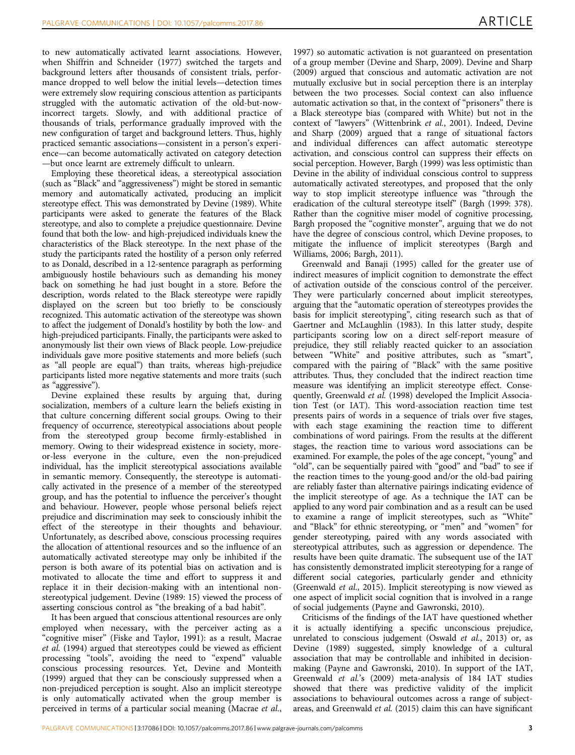to new automatically activated learnt associations. However, when Shiffrin and Schneider (1977) switched the targets and background letters after thousands of consistent trials, performance dropped to well below the initial levels—detection times were extremely slow requiring conscious attention as participants struggled with the automatic activation of the old-but-now-incorrect targets. Slowly, and with additional practice of thousands of trials, performance gradually improved with the new configuration of target and background letters. Thus, highly practiced semantic associations—consistent in a person's experience—can become automatically activated on category detection—but once learnt are extremely difficult to unlearn.

Employing these theoretical ideas, a stereotypical association (such as "Black" and "aggressiveness") might be stored in semantic memory and automatically activated, producing an implicit stereotype effect. This was demonstrated by Devine (1989). White participants were asked to generate the features of the Black stereotype, and also to complete a prejudice questionnaire. Devine found that both the low- and high-prejudiced individuals knew the characteristics of the Black stereotype. In the next phase of the study the participants rated the hostility of a person only referred to as Donald, described in a 12-sentence paragraph as performing ambiguously hostile behaviours such as demanding his money back on something he had just bought in a store. Before the description, words related to the Black stereotype were rapidly displayed on the screen but too briefly to be consciously recognized. This automatic activation of the stereotype was shown to affect the judgement of Donald's hostility by both the low- and high-prejudiced participants. Finally, the participants were asked to anonymously list their own views of Black people. Low-prejudice individuals gave more positive statements and more beliefs (such as "all people are equal") than traits, whereas high-prejudice participants listed more negative statements and more traits (such as "aggressive").

Devine explained these results by arguing that, during socialization, members of a culture learn the beliefs existing in that culture concerning different social groups. Owing to their frequency of occurrence, stereotypical associations about people from the stereotyped group become firmly-established in memory. Owing to their widespread existence in society, more-or-less everyone in the culture, even the non-prejudiced individual, has the implicit stereotypical associations available in semantic memory. Consequently, the stereotype is automatically activated in the presence of a member of the stereotyped group, and has the potential to influence the perceiver's thought and behaviour. However, people whose personal beliefs reject prejudice and discrimination may seek to consciously inhibit the effect of the stereotype in their thoughts and behaviour. Unfortunately, as described above, conscious processing requires the allocation of attentional resources and so the influence of an automatically activated stereotype may only be inhibited if the person is both aware of its potential bias on activation and is motivated to allocate the time and effort to suppress it and replace it in their decision-making with an intentional non-stereotypical judgement. Devine (1989: 15) viewed the process of asserting conscious control as "the breaking of a bad habit".

It has been argued that conscious attentional resources are only employed when necessary, with the perceiver acting as a "cognitive miser" (Fiske and Taylor, 1991): as a result, Macrae *et al.* (1994) argued that stereotypes could be viewed as efficient processing "tools", avoiding the need to "expend" valuable conscious processing resources. Yet, Devine and Monteith (1999) argued that they can be consciously suppressed when a non-prejudiced perception is sought. Also an implicit stereotype is only automatically activated when the group member is perceived in terms of a particular social meaning (Macrae *et al.*, 1997) so automatic activation is not guaranteed on presentation of a group member (Devine and Sharp, 2009). Devine and Sharp (2009) argued that conscious and automatic activation are not mutually exclusive but in social perception there is an interplay between the two processes. Social context can also influence automatic activation so that, in the context of "prisoners" there is a Black stereotype bias (compared with White) but not in the context of "lawyers" (Wittenbrink *et al.*, 2001). Indeed, Devine and Sharp (2009) argued that a range of situational factors and individual differences can affect automatic stereotype activation, and conscious control can suppress their effects on social perception. However, Bargh (1999) was less optimistic than Devine in the ability of individual conscious control to suppress automatically activated stereotypes, and proposed that the only way to stop implicit stereotype influence was "through the eradication of the cultural stereotype itself" (Bargh (1999: 378). Rather than the cognitive miser model of cognitive processing, Bargh proposed the "cognitive monster", arguing that we do not have the degree of conscious control, which Devine proposes, to mitigate the influence of implicit stereotypes (Bargh and Williams, 2006; Bargh, 2011).

Greenwald and Banaji (1995) called for the greater use of indirect measures of implicit cognition to demonstrate the effect of activation outside of the conscious control of the perceiver. They were particularly concerned about implicit stereotypes, arguing that the "automatic operation of stereotypes provides the basis for implicit stereotyping", citing research such as that of Gaertner and McLaughlin (1983). In this latter study, despite participants scoring low on a direct self-report measure of prejudice, they still reliably reacted quicker to an association between "White" and positive attributes, such as "smart", compared with the pairing of "Black" with the same positive attributes. Thus, they concluded that the indirect reaction time measure was identifying an implicit stereotype effect. Consequently, Greenwald *et al.* (1998) developed the Implicit Association Test (or IAT). This word-association reaction time test presents pairs of words in a sequence of trials over five stages, with each stage examining the reaction time to different combinations of word pairings. From the results at the different stages, the reaction time to various word associations can be examined. For example, the poles of the age concept, "young" and "old", can be sequentially paired with "good" and "bad" to see if the reaction times to the young-good and/or the old-bad pairing are reliably faster than alternative pairings indicating evidence of the implicit stereotype of age. As a technique the IAT can be applied to any word pair combination and as a result can be used to examine a range of implicit stereotypes, such as "White" and "Black" for ethnic stereotyping, or "men" and "women" for gender stereotyping, paired with any words associated with stereotypical attributes, such as aggression or dependence. The results have been quite dramatic. The subsequent use of the IAT has consistently demonstrated implicit stereotyping for a range of different social categories, particularly gender and ethnicity (Greenwald *et al.*, 2015). Implicit stereotyping is now viewed as one aspect of implicit social cognition that is involved in a range of social judgements (Payne and Gawronski, 2010).

Criticisms of the findings of the IAT have questioned whether it is actually identifying a specific unconscious prejudice, unrelated to conscious judgement (Oswald *et al.*, 2013) or, as Devine (1989) suggested, simply knowledge of a cultural association that may be controllable and inhibited in decision-making (Payne and Gawronski, 2010). In support of the IAT, Greenwald *et al.*'s (2009) meta-analysis of 184 IAT studies showed that there was predictive validity of the implicit associations to behavioural outcomes across a range of subject-areas, and Greenwald *et al.* (2015) claim this can have significant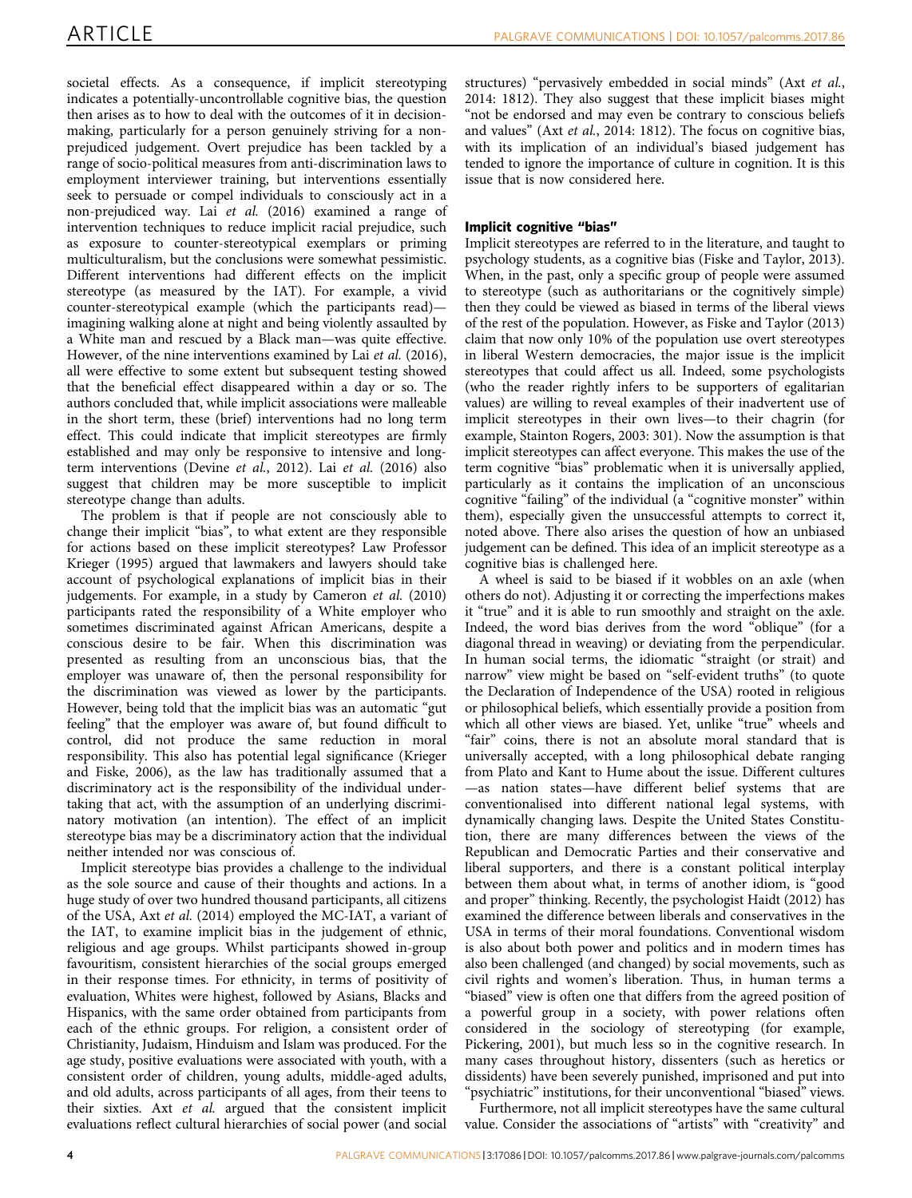societal effects. As a consequence, if implicit stereotyping indicates a potentially-uncontrollable cognitive bias, the question then arises as to how to deal with the outcomes of it in decision-making, particularly for a person genuinely striving for a non-prejudiced judgement. Overt prejudice has been tackled by a range of socio-political measures from anti-discrimination laws to employment interviewer training, but interventions essentially seek to persuade or compel individuals to consciously act in a non-prejudiced way. Lai *et al.* (2016) examined a range of intervention techniques to reduce implicit racial prejudice, such as exposure to counter-stereotypical exemplars or priming multiculturalism, but the conclusions were somewhat pessimistic. Different interventions had different effects on the implicit stereotype (as measured by the IAT). For example, a vivid counter-stereotypical example (which the participants read)—imagining walking alone at night and being violently assaulted by a White man and rescued by a Black man—was quite effective. However, of the nine interventions examined by Lai *et al.* (2016), all were effective to some extent but subsequent testing showed that the beneficial effect disappeared within a day or so. The authors concluded that, while implicit associations were malleable in the short term, these (brief) interventions had no long term effect. This could indicate that implicit stereotypes are firmly established and may only be responsive to intensive and long-term interventions (Devine *et al.*, 2012). Lai *et al.* (2016) also suggest that children may be more susceptible to implicit stereotype change than adults.

The problem is that if people are not consciously able to change their implicit "bias", to what extent are they responsible for actions based on these implicit stereotypes? Law Professor Krieger (1995) argued that lawmakers and lawyers should take account of psychological explanations of implicit bias in their judgements. For example, in a study by Cameron *et al.* (2010) participants rated the responsibility of a White employer who sometimes discriminated against African Americans, despite a conscious desire to be fair. When this discrimination was presented as resulting from an unconscious bias, that the employer was unaware of, then the personal responsibility for the discrimination was viewed as lower by the participants. However, being told that the implicit bias was an automatic "gut feeling" that the employer was aware of, but found difficult to control, did not produce the same reduction in moral responsibility. This also has potential legal significance (Krieger and Fiske, 2006), as the law has traditionally assumed that a discriminatory act is the responsibility of the individual undertaking that act, with the assumption of an underlying discriminatory motivation (an intention). The effect of an implicit stereotype bias may be a discriminatory action that the individual neither intended nor was conscious of.

Implicit stereotype bias provides a challenge to the individual as the sole source and cause of their thoughts and actions. In a huge study of over two hundred thousand participants, all citizens of the USA, Axt *et al.* (2014) employed the MC-IAT, a variant of the IAT, to examine implicit bias in the judgement of ethnic, religious and age groups. Whilst participants showed in-group favouritism, consistent hierarchies of the social groups emerged in their response times. For ethnicity, in terms of positivity of evaluation, Whites were highest, followed by Asians, Blacks and Hispanics, with the same order obtained from participants from each of the ethnic groups. For religion, a consistent order of Christianity, Judaism, Hinduism and Islam was produced. For the age study, positive evaluations were associated with youth, with a consistent order of children, young adults, middle-aged adults, and old adults, across participants of all ages, from their teens to their sixties. Axt *et al.* argued that the consistent implicit evaluations reflect cultural hierarchies of social power (and social structures) "pervasively embedded in social minds" (Axt *et al.*, 2014: 1812). They also suggest that these implicit biases might "not be endorsed and may even be contrary to conscious beliefs and values" (Axt *et al.*, 2014: 1812). The focus on cognitive bias, with its implication of an individual's biased judgement has tended to ignore the importance of culture in cognition. It is this issue that is now considered here.

### Implicit cognitive "bias"

Implicit stereotypes are referred to in the literature, and taught to psychology students, as a cognitive bias (Fiske and Taylor, 2013). When, in the past, only a specific group of people were assumed to stereotype (such as authoritarians or the cognitively simple) then they could be viewed as biased in terms of the liberal views of the rest of the population. However, as Fiske and Taylor (2013) claim that now only 10% of the population use overt stereotypes in liberal Western democracies, the major issue is the implicit stereotypes that could affect us all. Indeed, some psychologists (who the reader rightly infers to be supporters of egalitarian values) are willing to reveal examples of their inadvertent use of implicit stereotypes in their own lives—to their chagrin (for example, Stainton Rogers, 2003: 301). Now the assumption is that implicit stereotypes can affect everyone. This makes the use of the term cognitive "bias" problematic when it is universally applied, particularly as it contains the implication of an unconscious cognitive "failing" of the individual (a "cognitive monster" within them), especially given the unsuccessful attempts to correct it, noted above. There also arises the question of how an unbiased judgement can be defined. This idea of an implicit stereotype as a cognitive bias is challenged here.

A wheel is said to be biased if it wobbles on an axle (when others do not). Adjusting it or correcting the imperfections makes it "true" and it is able to run smoothly and straight on the axle. Indeed, the word bias derives from the word "oblique" (for a diagonal thread in weaving) or deviating from the perpendicular. In human social terms, the idiomatic "straight (or strait) and narrow" view might be based on "self-evident truths" (to quote the Declaration of Independence of the USA) rooted in religious or philosophical beliefs, which essentially provide a position from which all other views are biased. Yet, unlike "true" wheels and "fair" coins, there is not an absolute moral standard that is universally accepted, with a long philosophical debate ranging from Plato and Kant to Hume about the issue. Different cultures—as nation states—have different belief systems that are conventionalised into different national legal systems, with dynamically changing laws. Despite the United States Constitution, there are many differences between the views of the Republican and Democratic Parties and their conservative and liberal supporters, and there is a constant political interplay between them about what, in terms of another idiom, is "good and proper" thinking. Recently, the psychologist Haidt (2012) has examined the difference between liberals and conservatives in the USA in terms of their moral foundations. Conventional wisdom is also about both power and politics and in modern times has also been challenged (and changed) by social movements, such as civil rights and women's liberation. Thus, in human terms a "biased" view is often one that differs from the agreed position of a powerful group in a society, with power relations often considered in the sociology of stereotyping (for example, Pickering, 2001), but much less so in the cognitive research. In many cases throughout history, dissenters (such as heretics or dissidents) have been severely punished, imprisoned and put into "psychiatric" institutions, for their unconventional "biased" views.

Furthermore, not all implicit stereotypes have the same cultural value. Consider the associations of "artists" with "creativity" and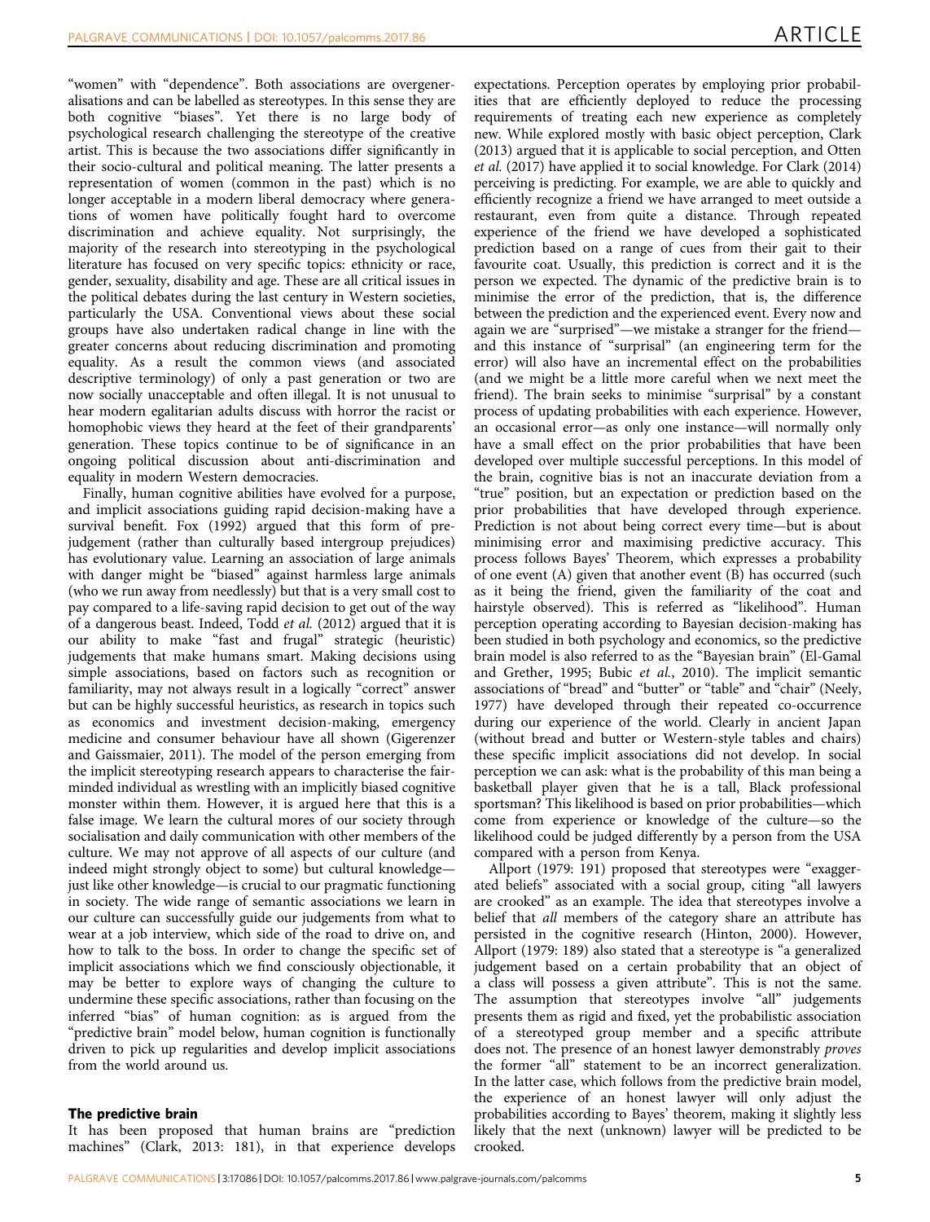"women" with "dependence". Both associations are overgeneralisations and can be labelled as stereotypes. In this sense they are both cognitive "biases". Yet there is no large body of psychological research challenging the stereotype of the creative artist. This is because the two associations differ significantly in their socio-cultural and political meaning. The latter presents a representation of women (common in the past) which is no longer acceptable in a modern liberal democracy where generations of women have politically fought hard to overcome discrimination and achieve equality. Not surprisingly, the majority of the research into stereotyping in the psychological literature has focused on very specific topics: ethnicity or race, gender, sexuality, disability and age. These are all critical issues in the political debates during the last century in Western societies, particularly the USA. Conventional views about these social groups have also undertaken radical change in line with the greater concerns about reducing discrimination and promoting equality. As a result the common views (and associated descriptive terminology) of only a past generation or two are now socially unacceptable and often illegal. It is not unusual to hear modern egalitarian adults discuss with horror the racist or homophobic views they heard at the feet of their grandparents' generation. These topics continue to be of significance in an ongoing political discussion about anti-discrimination and equality in modern Western democracies.

Finally, human cognitive abilities have evolved for a purpose, and implicit associations guiding rapid decision-making have a survival benefit. Fox (1992) argued that this form of prejudgement (rather than culturally based intergroup prejudices) has evolutionary value. Learning an association of large animals with danger might be "biased" against harmless large animals (who we run away from needlessly) but that is a very small cost to pay compared to a life-saving rapid decision to get out of the way of a dangerous beast. Indeed, Todd *et al.* (2012) argued that it is our ability to make "fast and frugal" strategic (heuristic) judgements that make humans smart. Making decisions using simple associations, based on factors such as recognition or familiarity, may not always result in a logically "correct" answer but can be highly successful heuristics, as research in topics such as economics and investment decision-making, emergency medicine and consumer behaviour have all shown (Gigerenzer and Gaissmaier, 2011). The model of the person emerging from the implicit stereotyping research appears to characterise the fair-minded individual as wrestling with an implicitly biased cognitive monster within them. However, it is argued here that this is a false image. We learn the cultural mores of our society through socialisation and daily communication with other members of the culture. We may not approve of all aspects of our culture (and indeed might strongly object to some) but cultural knowledge—just like other knowledge—is crucial to our pragmatic functioning in society. The wide range of semantic associations we learn in our culture can successfully guide our judgements from what to wear at a job interview, which side of the road to drive on, and how to talk to the boss. In order to change the specific set of implicit associations which we find consciously objectionable, it may be better to explore ways of changing the culture to undermine these specific associations, rather than focusing on the inferred "bias" of human cognition: as is argued from the "predictive brain" model below, human cognition is functionally driven to pick up regularities and develop implicit associations from the world around us.

## The predictive brain

It has been proposed that human brains are "prediction machines" (Clark, 2013: 181), in that experience develops expectations. Perception operates by employing prior probabilities that are efficiently deployed to reduce the processing requirements of treating each new experience as completely new. While explored mostly with basic object perception, Clark (2013) argued that it is applicable to social perception, and Otten *et al.* (2017) have applied it to social knowledge. For Clark (2014) perceiving is predicting. For example, we are able to quickly and efficiently recognize a friend we have arranged to meet outside a restaurant, even from quite a distance. Through repeated experience of the friend we have developed a sophisticated prediction based on a range of cues from their gait to their favourite coat. Usually, this prediction is correct and it is the person we expected. The dynamic of the predictive brain is to minimise the error of the prediction, that is, the difference between the prediction and the experienced event. Every now and again we are "surprised"—we mistake a stranger for the friend—and this instance of "surprisal" (an engineering term for the error) will also have an incremental effect on the probabilities (and we might be a little more careful when we next meet the friend). The brain seeks to minimise "surprisal" by a constant process of updating probabilities with each experience. However, an occasional error—as only one instance—will normally only have a small effect on the prior probabilities that have been developed over multiple successful perceptions. In this model of the brain, cognitive bias is not an inaccurate deviation from a "true" position, but an expectation or prediction based on the prior probabilities that have developed through experience. Prediction is not about being correct every time—but is about minimising error and maximising predictive accuracy. This process follows Bayes' Theorem, which expresses a probability of one event (A) given that another event (B) has occurred (such as it being the friend, given the familiarity of the coat and hairstyle observed). This is referred as "likelihood". Human perception operating according to Bayesian decision-making has been studied in both psychology and economics, so the predictive brain model is also referred to as the "Bayesian brain" (El-Gamal and Grether, 1995; Bubic *et al.*, 2010). The implicit semantic associations of "bread" and "butter" or "table" and "chair" (Neely, 1977) have developed through their repeated co-occurrence during our experience of the world. Clearly in ancient Japan (without bread and butter or Western-style tables and chairs) these specific implicit associations did not develop. In social perception we can ask: what is the probability of this man being a basketball player given that he is a tall, Black professional sportsman? This likelihood is based on prior probabilities—which come from experience or knowledge of the culture—so the likelihood could be judged differently by a person from the USA compared with a person from Kenya.

Allport (1979: 191) proposed that stereotypes were "exaggerated beliefs" associated with a social group, citing "all lawyers are crooked" as an example. The idea that stereotypes involve a belief that *all* members of the category share an attribute has persisted in the cognitive research (Hinton, 2000). However, Allport (1979: 189) also stated that a stereotype is "a generalized judgement based on a certain probability that an object of a class will possess a given attribute". This is not the same. The assumption that stereotypes involve "all" judgements presents them as rigid and fixed, yet the probabilistic association of a stereotyped group member and a specific attribute does not. The presence of an honest lawyer demonstrably *proves* the former "all" statement to be an incorrect generalization. In the latter case, which follows from the predictive brain model, the experience of an honest lawyer will only adjust the probabilities according to Bayes' theorem, making it slightly less likely that the next (unknown) lawyer will be predicted to be crooked.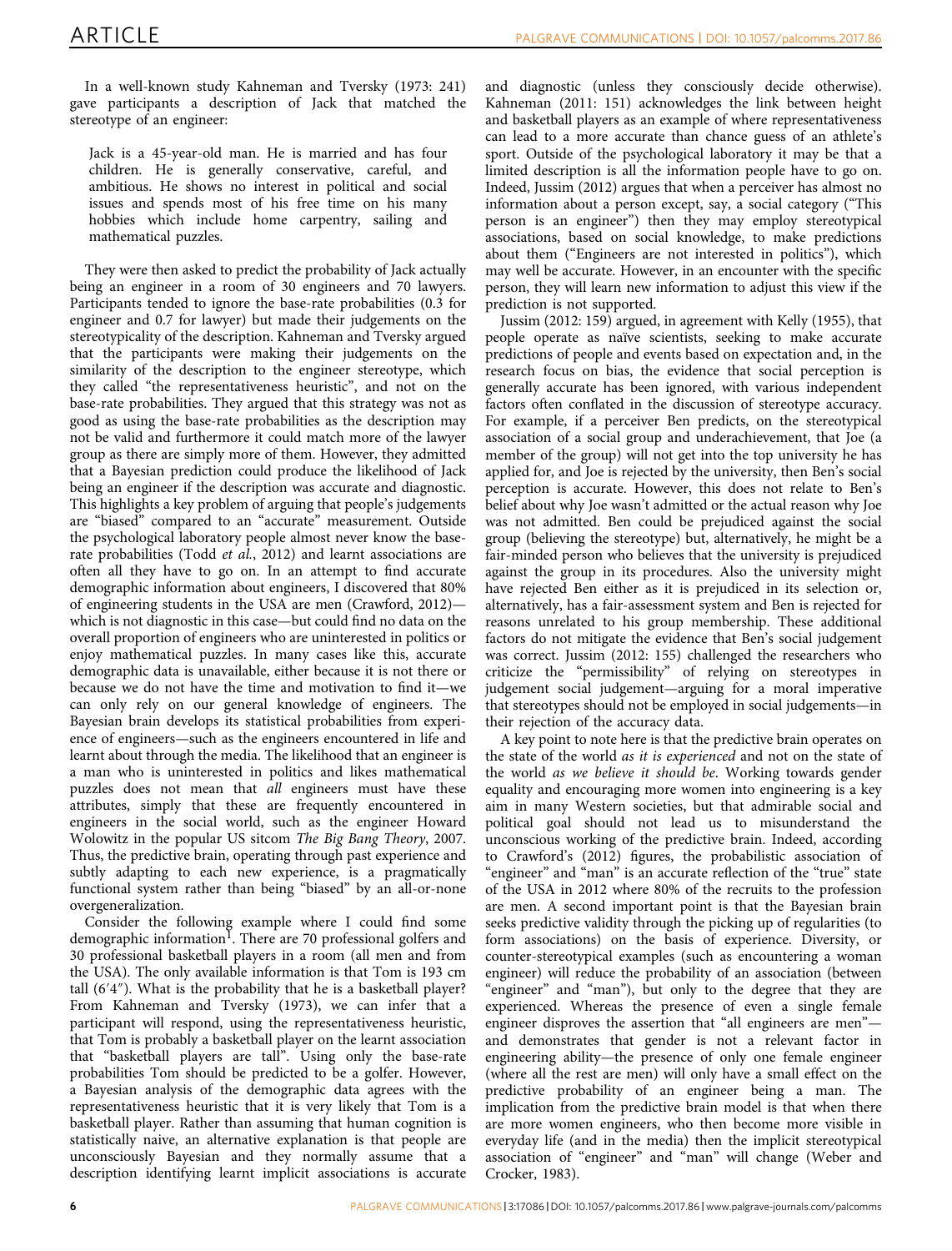In a well-known study Kahneman and Tversky (1973: 241) gave participants a description of Jack that matched the stereotype of an engineer:

> Jack is a 45-year-old man. He is married and has four children. He is generally conservative, careful, and ambitious. He shows no interest in political and social issues and spends most of his free time on his many hobbies which include home carpentry, sailing and mathematical puzzles.

They were then asked to predict the probability of Jack actually being an engineer in a room of 30 engineers and 70 lawyers. Participants tended to ignore the base-rate probabilities (0.3 for engineer and 0.7 for lawyer) but made their judgements on the stereotypicality of the description. Kahneman and Tversky argued that the participants were making their judgements on the similarity of the description to the engineer stereotype, which they called "the representativeness heuristic", and not on the base-rate probabilities. They argued that this strategy was not as good as using the base-rate probabilities as the description may not be valid and furthermore it could match more of the lawyer group as there are simply more of them. However, they admitted that a Bayesian prediction could produce the likelihood of Jack being an engineer if the description was accurate and diagnostic. This highlights a key problem of arguing that people's judgements are "biased" compared to an "accurate" measurement. Outside the psychological laboratory people almost never know the base-rate probabilities (Todd *et al.*, 2012) and learnt associations are often all they have to go on. In an attempt to find accurate demographic information about engineers, I discovered that 80% of engineering students in the USA are men (Crawford, 2012)—which is not diagnostic in this case—but could find no data on the overall proportion of engineers who are uninterested in politics or enjoy mathematical puzzles. In many cases like this, accurate demographic data is unavailable, either because it is not there or because we do not have the time and motivation to find it—we can only rely on our general knowledge of engineers. The Bayesian brain develops its statistical probabilities from experience of engineers—such as the engineers encountered in life and learnt about through the media. The likelihood that an engineer is a man who is uninterested in politics and likes mathematical puzzles does not mean that *all* engineers must have these attributes, simply that these are frequently encountered in engineers in the social world, such as the engineer Howard Wolowitz in the popular US sitcom *The Big Bang Theory*, 2007. Thus, the predictive brain, operating through past experience and subtly adapting to each new experience, is a pragmatically functional system rather than being "biased" by an all-or-none overgeneralization.

Consider the following example where I could find some demographic information[1]. There are 70 professional golfers and 30 professional basketball players in a room (all men and from the USA). The only available information is that Tom is 193 cm tall (6′4″). What is the probability that he is a basketball player? From Kahneman and Tversky (1973), we can infer that a participant will respond, using the representativeness heuristic, that Tom is probably a basketball player on the learnt association that "basketball players are tall". Using only the base-rate probabilities Tom should be predicted to be a golfer. However, a Bayesian analysis of the demographic data agrees with the representativeness heuristic that it is very likely that Tom is a basketball player. Rather than assuming that human cognition is statistically naive, an alternative explanation is that people are unconsciously Bayesian and they normally assume that a description identifying learnt implicit associations is accurate and diagnostic (unless they consciously decide otherwise). Kahneman (2011: 151) acknowledges the link between height and basketball players as an example of where representativeness can lead to a more accurate than chance guess of an athlete's sport. Outside of the psychological laboratory it may be that a limited description is all the information people have to go on. Indeed, Jussim (2012) argues that when a perceiver has almost no information about a person except, say, a social category ("This person is an engineer") then they may employ stereotypical associations, based on social knowledge, to make predictions about them ("Engineers are not interested in politics"), which may well be accurate. However, in an encounter with the specific person, they will learn new information to adjust this view if the prediction is not supported.

Jussim (2012: 159) argued, in agreement with Kelly (1955), that people operate as naïve scientists, seeking to make accurate predictions of people and events based on expectation and, in the research focus on bias, the evidence that social perception is generally accurate has been ignored, with various independent factors often conflated in the discussion of stereotype accuracy. For example, if a perceiver Ben predicts, on the stereotypical association of a social group and underachievement, that Joe (a member of the group) will not get into the top university he has applied for, and Joe is rejected by the university, then Ben's social perception is accurate. However, this does not relate to Ben's belief about why Joe wasn't admitted or the actual reason why Joe was not admitted. Ben could be prejudiced against the social group (believing the stereotype) but, alternatively, he might be a fair-minded person who believes that the university is prejudiced against the group in its procedures. Also the university might have rejected Ben either as it is prejudiced in its selection or, alternatively, has a fair-assessment system and Ben is rejected for reasons unrelated to his group membership. These additional factors do not mitigate the evidence that Ben's social judgement was correct. Jussim (2012: 155) challenged the researchers who criticize the "permissibility" of relying on stereotypes in judgement social judgement—arguing for a moral imperative that stereotypes should not be employed in social judgements—in their rejection of the accuracy data.

A key point to note here is that the predictive brain operates on the state of the world *as it is experienced* and not on the state of the world *as we believe it should be*. Working towards gender equality and encouraging more women into engineering is a key aim in many Western societies, but that admirable social and political goal should not lead us to misunderstand the unconscious working of the predictive brain. Indeed, according to Crawford's (2012) figures, the probabilistic association of "engineer" and "man" is an accurate reflection of the "true" state of the USA in 2012 where 80% of the recruits to the profession are men. A second important point is that the Bayesian brain seeks predictive validity through the picking up of regularities (to form associations) on the basis of experience. Diversity, or counter-stereotypical examples (such as encountering a woman engineer) will reduce the probability of an association (between "engineer" and "man"), but only to the degree that they are experienced. Whereas the presence of even a single female engineer disproves the assertion that "all engineers are men"—and demonstrates that gender is not a relevant factor in engineering ability—the presence of only one female engineer (where all the rest are men) will only have a small effect on the predictive probability of an engineer being a man. The implication from the predictive brain model is that when there are more women engineers, who then become more visible in everyday life (and in the media) then the implicit stereotypical association of "engineer" and "man" will change (Weber and Crocker, 1983).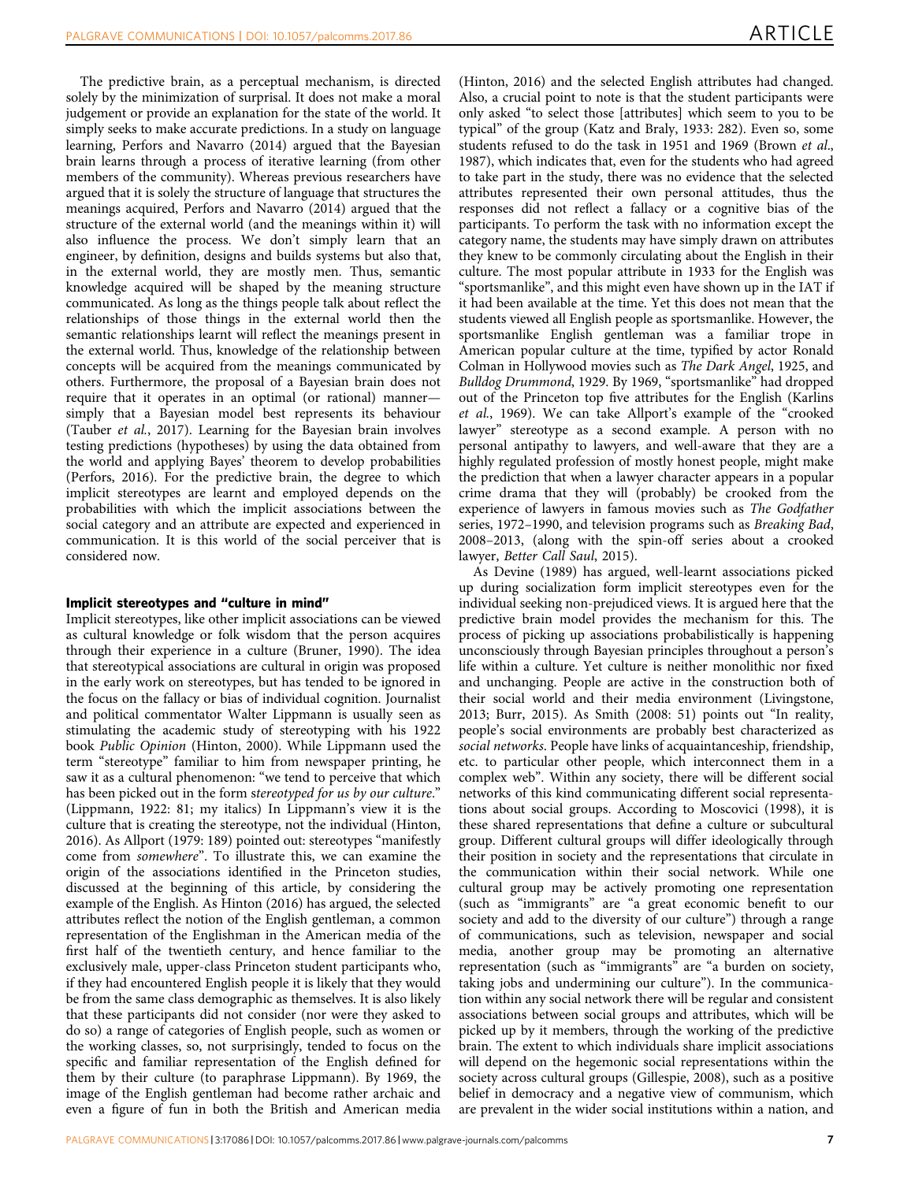The predictive brain, as a perceptual mechanism, is directed solely by the minimization of surprisal. It does not make a moral judgement or provide an explanation for the state of the world. It simply seeks to make accurate predictions. In a study on language learning, Perfors and Navarro (2014) argued that the Bayesian brain learns through a process of iterative learning (from other members of the community). Whereas previous researchers have argued that it is solely the structure of language that structures the meanings acquired, Perfors and Navarro (2014) argued that the structure of the external world (and the meanings within it) will also influence the process. We don't simply learn that an engineer, by definition, designs and builds systems but also that, in the external world, they are mostly men. Thus, semantic knowledge acquired will be shaped by the meaning structure communicated. As long as the things people talk about reflect the relationships of those things in the external world then the semantic relationships learnt will reflect the meanings present in the external world. Thus, knowledge of the relationship between concepts will be acquired from the meanings communicated by others. Furthermore, the proposal of a Bayesian brain does not require that it operates in an optimal (or rational) manner—simply that a Bayesian model best represents its behaviour (Tauber *et al.*, 2017). Learning for the Bayesian brain involves testing predictions (hypotheses) by using the data obtained from the world and applying Bayes' theorem to develop probabilities (Perfors, 2016). For the predictive brain, the degree to which implicit stereotypes are learnt and employed depends on the probabilities with which the implicit associations between the social category and an attribute are expected and experienced in communication. It is this world of the social perceiver that is considered now.

### Implicit stereotypes and "culture in mind"

Implicit stereotypes, like other implicit associations can be viewed as cultural knowledge or folk wisdom that the person acquires through their experience in a culture (Bruner, 1990). The idea that stereotypical associations are cultural in origin was proposed in the early work on stereotypes, but has tended to be ignored in the focus on the fallacy or bias of individual cognition. Journalist and political commentator Walter Lippmann is usually seen as stimulating the academic study of stereotyping with his 1922 book *Public Opinion* (Hinton, 2000). While Lippmann used the term "stereotype" familiar to him from newspaper printing, he saw it as a cultural phenomenon: "we tend to perceive that which has been picked out in the form *stereotyped for us by our culture*." (Lippmann, 1922: 81; my italics) In Lippmann's view it is the culture that is creating the stereotype, not the individual (Hinton, 2016). As Allport (1979: 189) pointed out: stereotypes "manifestly come from *somewhere*". To illustrate this, we can examine the origin of the associations identified in the Princeton studies, discussed at the beginning of this article, by considering the example of the English. As Hinton (2016) has argued, the selected attributes reflect the notion of the English gentleman, a common representation of the Englishman in the American media of the first half of the twentieth century, and hence familiar to the exclusively male, upper-class Princeton student participants who, if they had encountered English people it is likely that they would be from the same class demographic as themselves. It is also likely that these participants did not consider (nor were they asked to do so) a range of categories of English people, such as women or the working classes, so, not surprisingly, tended to focus on the specific and familiar representation of the English defined for them by their culture (to paraphrase Lippmann). By 1969, the image of the English gentleman had become rather archaic and even a figure of fun in both the British and American media (Hinton, 2016) and the selected English attributes had changed. Also, a crucial point to note is that the student participants were only asked "to select those [attributes] which seem to you to be typical" of the group (Katz and Braly, 1933: 282). Even so, some students refused to do the task in 1951 and 1969 (Brown *et al.*, 1987), which indicates that, even for the students who had agreed to take part in the study, there was no evidence that the selected attributes represented their own personal attitudes, thus the responses did not reflect a fallacy or a cognitive bias of the participants. To perform the task with no information except the category name, the students may have simply drawn on attributes they knew to be commonly circulating about the English in their culture. The most popular attribute in 1933 for the English was "sportsmanlike", and this might even have shown up in the IAT if it had been available at the time. Yet this does not mean that the students viewed all English people as sportsmanlike. However, the sportsmanlike English gentleman was a familiar trope in American popular culture at the time, typified by actor Ronald Colman in Hollywood movies such as *The Dark Angel*, 1925, and *Bulldog Drummond*, 1929. By 1969, "sportsmanlike" had dropped out of the Princeton top five attributes for the English (Karlins *et al.*, 1969). We can take Allport's example of the "crooked lawyer" stereotype as a second example. A person with no personal antipathy to lawyers, and well-aware that they are a highly regulated profession of mostly honest people, might make the prediction that when a lawyer character appears in a popular crime drama that they will (probably) be crooked from the experience of lawyers in famous movies such as *The Godfather* series, 1972–1990, and television programs such as *Breaking Bad*, 2008–2013, (along with the spin-off series about a crooked lawyer, *Better Call Saul*, 2015).

As Devine (1989) has argued, well-learnt associations picked up during socialization form implicit stereotypes even for the individual seeking non-prejudiced views. It is argued here that the predictive brain model provides the mechanism for this. The process of picking up associations probabilistically is happening unconsciously through Bayesian principles throughout a person's life within a culture. Yet culture is neither monolithic nor fixed and unchanging. People are active in the construction both of their social world and their media environment (Livingstone, 2013; Burr, 2015). As Smith (2008: 51) points out "In reality, people's social environments are probably best characterized as *social networks*. People have links of acquaintanceship, friendship, etc. to particular other people, which interconnect them in a complex web". Within any society, there will be different social networks of this kind communicating different social representations about social groups. According to Moscovici (1998), it is these shared representations that define a culture or subcultural group. Different cultural groups will differ ideologically through their position in society and the representations that circulate in the communication within their social network. While one cultural group may be actively promoting one representation (such as "immigrants" are "a great economic benefit to our society and add to the diversity of our culture") through a range of communications, such as television, newspaper and social media, another group may be promoting an alternative representation (such as "immigrants" are "a burden on society, taking jobs and undermining our culture"). In the communication within any social network there will be regular and consistent associations between social groups and attributes, which will be picked up by it members, through the working of the predictive brain. The extent to which individuals share implicit associations will depend on the hegemonic social representations within the society across cultural groups (Gillespie, 2008), such as a positive belief in democracy and a negative view of communism, which are prevalent in the wider social institutions within a nation, and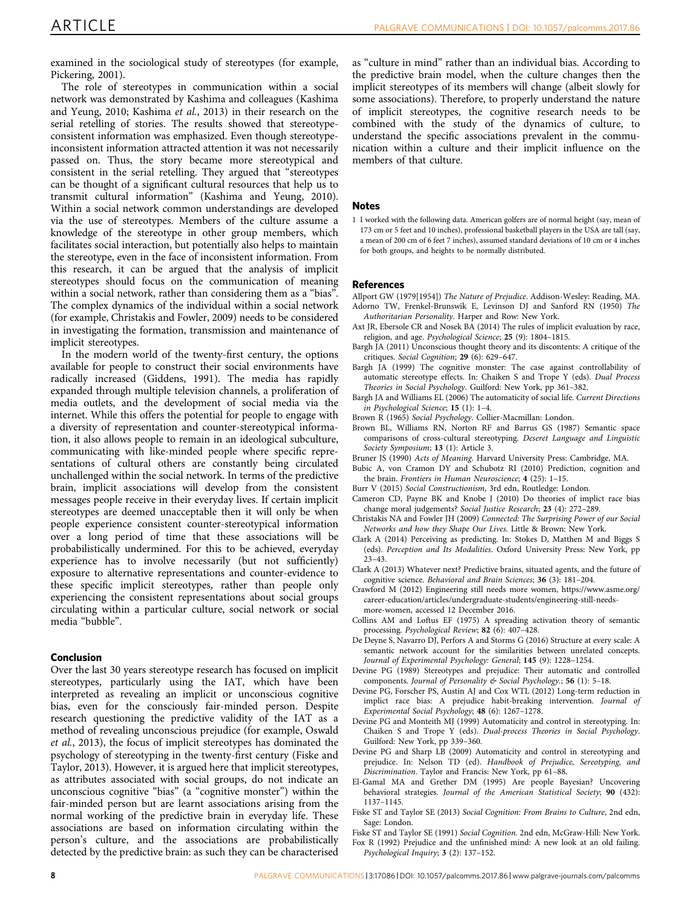examined in the sociological study of stereotypes (for example, Pickering, 2001).

The role of stereotypes in communication within a social network was demonstrated by Kashima and colleagues (Kashima and Yeung, 2010; Kashima *et al.*, 2013) in their research on the serial retelling of stories. The results showed that stereotype-consistent information was emphasized. Even though stereotype-inconsistent information attracted attention it was not necessarily passed on. Thus, the story became more stereotypical and consistent in the serial retelling. They argued that "stereotypes can be thought of a significant cultural resources that help us to transmit cultural information" (Kashima and Yeung, 2010). Within a social network common understandings are developed via the use of stereotypes. Members of the culture assume a knowledge of the stereotype in other group members, which facilitates social interaction, but potentially also helps to maintain the stereotype, even in the face of inconsistent information. From this research, it can be argued that the analysis of implicit stereotypes should focus on the communication of meaning within a social network, rather than considering them as a "bias". The complex dynamics of the individual within a social network (for example, Christakis and Fowler, 2009) needs to be considered in investigating the formation, transmission and maintenance of implicit stereotypes.

In the modern world of the twenty-first century, the options available for people to construct their social environments have radically increased (Giddens, 1991). The media has rapidly expanded through multiple television channels, a proliferation of media outlets, and the development of social media via the internet. While this offers the potential for people to engage with a diversity of representation and counter-stereotypical information, it also allows people to remain in an ideological subculture, communicating with like-minded people where specific representations of cultural others are constantly being circulated unchallenged within the social network. In terms of the predictive brain, implicit associations will develop from the consistent messages people receive in their everyday lives. If certain implicit stereotypes are deemed unacceptable then it will only be when people experience consistent counter-stereotypical information over a long period of time that these associations will be probabilistically undermined. For this to be achieved, everyday experience has to involve necessarily (but not sufficiently) exposure to alternative representations and counter-evidence to these specific implicit stereotypes, rather than people only experiencing the consistent representations about social groups circulating within a particular culture, social network or social media "bubble".

## Conclusion

Over the last 30 years stereotype research has focused on implicit stereotypes, particularly using the IAT, which have been interpreted as revealing an implicit or unconscious cognitive bias, even for the consciously fair-minded person. Despite research questioning the predictive validity of the IAT as a method of revealing unconscious prejudice (for example, Oswald *et al.*, 2013), the focus of implicit stereotypes has dominated the psychology of stereotyping in the twenty-first century (Fiske and Taylor, 2013). However, it is argued here that implicit stereotypes, as attributes associated with social groups, do not indicate an unconscious cognitive "bias" (a "cognitive monster") within the fair-minded person but are learnt associations arising from the normal working of the predictive brain in everyday life. These associations are based on information circulating within the person's culture, and the associations are probabilistically detected by the predictive brain: as such they can be characterised as "culture in mind" rather than an individual bias. According to the predictive brain model, when the culture changes then the implicit stereotypes of its members will change (albeit slowly for some associations). Therefore, to properly understand the nature of implicit stereotypes, the cognitive research needs to be combined with the study of the dynamics of culture, to understand the specific associations prevalent in the communication within a culture and their implicit influence on the members of that culture.

## Notes

1 I worked with the following data. American golfers are of normal height (say, mean of 173 cm or 5 feet and 10 inches), professional basketball players in the USA are tall (say, a mean of 200 cm of 6 feet 7 inches), assumed standard deviations of 10 cm or 4 inches for both groups, and heights to be normally distributed.

## References

Allport GW (1979[1954]) *The Nature of Prejudice*. Addison-Wesley: Reading, MA.

Adorno TW, Frenkel-Brunswik E, Levinson DJ and Sanford RN (1950) *The Authoritarian Personality*. Harper and Row: New York.

Axt JR, Ebersole CR and Nosek BA (2014) The rules of implicit evaluation by race, religion, and age. *Psychological Science*; **25** (9): 1804–1815.

Bargh JA (2011) Unconscious thought theory and its discontents: A critique of the critiques. *Social Cognition*; **29** (6): 629–647.

Bargh JA (1999) The cognitive monster: The case against controllability of automatic stereotype effects. In: Chaiken S and Trope Y (eds). *Dual Process Theories in Social Psychology*. Guilford: New York, pp 361–382.

Bargh JA and Williams EL (2006) The automaticity of social life. *Current Directions in Psychological Science*; **15** (1): 1–4.

Brown R (1965) *Social Psychology*. Collier-Macmillan: London.

Brown BL, Williams RN, Norton RF and Barrus GS (1987) Semantic space comparisons of cross-cultural stereotyping. *Deseret Language and Linguistic Society Symposium*; **13** (1): Article 3.

Bruner JS (1990) *Acts of Meaning*. Harvard University Press: Cambridge, MA.

Bubic A, von Cramon DY and Schubotz RI (2010) Prediction, cognition and the brain. *Frontiers in Human Neuroscience*; **4** (25): 1–15.

Burr V (2015) *Social Constructionism*, 3rd edn, Routledge: London.

Cameron CD, Payne BK and Knobe J (2010) Do theories of implict race bias change moral judgements? *Social Justice Research*; **23** (4): 272–289.

Christakis NA and Fowler JH (2009) *Connected: The Surprising Power of our Social Networks and how they Shape Our Lives*. Little & Brown: New York.

Clark A (2014) Perceiving as predicting. In: Stokes D, Matthen M and Biggs S (eds). *Perception and Its Modalities*. Oxford University Press: New York, pp 23–43.

Clark A (2013) Whatever next? Predictive brains, situated agents, and the future of cognitive science. *Behavioral and Brain Sciences*; **36** (3): 181–204.

Crawford M (2012) Engineering still needs more women, https://www.asme.org/career-education/articles/undergraduate-students/engineering-still-needs-more-women, accessed 12 December 2016.

Collins AM and Loftus EF (1975) A spreading activation theory of semantic processing. *Psychological Review*; **82** (6): 407–428.

De Deyne S, Navarro DJ, Perfors A and Storms G (2016) Structure at every scale: A semantic network account for the similarities between unrelated concepts. *Journal of Experimental Psychology: General*; **145** (9): 1228–1254.

Devine PG (1989) Stereotypes and prejudice: Their automatic and controlled components. *Journal of Personality & Social Psychology.*; **56** (1): 5–18.

Devine PG, Forscher PS, Austin AJ and Cox WTL (2012) Long-term reduction in implict race bias: A prejudice habit-breaking intervention. *Journal of Experimental Social Psychology*; **48** (6): 1267–1278.

Devine PG and Monteith MJ (1999) Automaticity and control in stereotyping. In: Chaiken S and Trope Y (eds). *Dual-process Theories in Social Psychology*. Guilford: New York, pp 339–360.

Devine PG and Sharp LB (2009) Automaticity and control in stereotyping and prejudice. In: Nelson TD (ed). *Handbook of Prejudice, Sereotyping, and Discrimination*. Taylor and Francis: New York, pp 61–88.

El-Gamal MA and Grether DM (1995) Are people Bayesian? Uncovering behavioral strategies. *Journal of the American Statistical Society*; **90** (432): 1137–1145.

Fiske ST and Taylor SE (2013) *Social Cognition: From Brains to Culture*, 2nd edn, Sage: London.

Fiske ST and Taylor SE (1991) *Social Cognition*. 2nd edn, McGraw-Hill: New York.

Fox R (1992) Prejudice and the unfinished mind: A new look at an old failing. *Psychological Inquiry*; **3** (2): 137–152.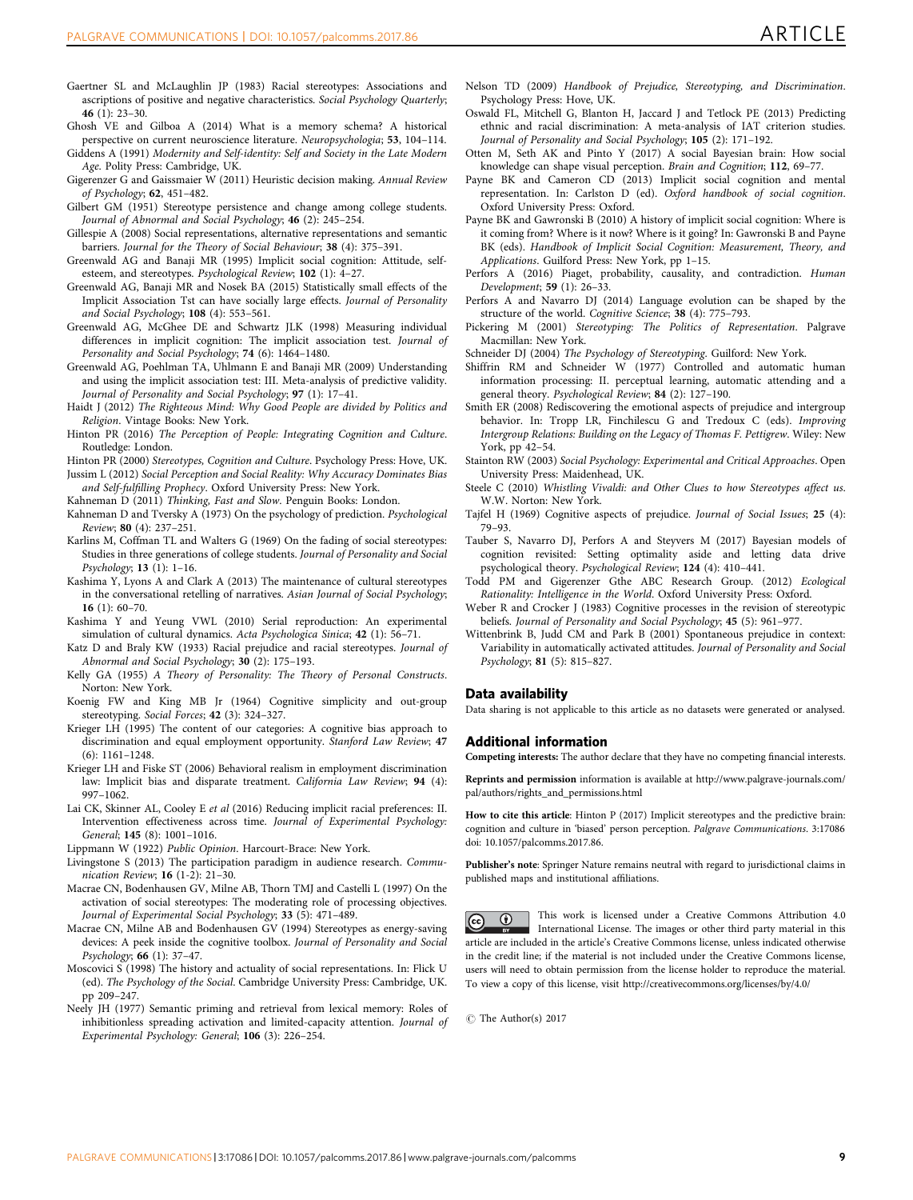Gaertner SL and McLaughlin JP (1983) Racial stereotypes: Associations and ascriptions of positive and negative characteristics. *Social Psychology Quarterly*; **46** (1): 23–30.

Ghosh VE and Gilboa A (2014) What is a memory schema? A historical perspective on current neuroscience literature. *Neuropsychologia*; **53**, 104–114.

Giddens A (1991) *Modernity and Self-identity: Self and Society in the Late Modern Age*. Polity Press: Cambridge, UK.

Gigerenzer G and Gaissmaier W (2011) Heuristic decision making. *Annual Review of Psychology*; **62**, 451–482.

Gilbert GM (1951) Stereotype persistence and change among college students. *Journal of Abnormal and Social Psychology*; **46** (2): 245–254.

Gillespie A (2008) Social representations, alternative representations and semantic barriers. *Journal for the Theory of Social Behaviour*; **38** (4): 375–391.

Greenwald AG and Banaji MR (1995) Implicit social cognition: Attitude, self-esteem, and stereotypes. *Psychological Review*; **102** (1): 4–27.

Greenwald AG, Banaji MR and Nosek BA (2015) Statistically small effects of the Implicit Association Tst can have socially large effects. *Journal of Personality and Social Psychology*; **108** (4): 553–561.

Greenwald AG, McGhee DE and Schwartz JLK (1998) Measuring individual differences in implicit cognition: The implicit association test. *Journal of Personality and Social Psychology*; **74** (6): 1464–1480.

Greenwald AG, Poehlman TA, Uhlmann E and Banaji MR (2009) Understanding and using the implicit association test: III. Meta-analysis of predictive validity. *Journal of Personality and Social Psychology*; **97** (1): 17–41.

Haidt J (2012) *The Righteous Mind: Why Good People are divided by Politics and Religion*. Vintage Books: New York.

Hinton PR (2016) *The Perception of People: Integrating Cognition and Culture*. Routledge: London.

Hinton PR (2000) *Stereotypes, Cognition and Culture*. Psychology Press: Hove, UK.

Jussim L (2012) *Social Perception and Social Reality: Why Accuracy Dominates Bias and Self-fulfilling Prophecy*. Oxford University Press: New York.

Kahneman D (2011) *Thinking, Fast and Slow*. Penguin Books: London.

Kahneman D and Tversky A (1973) On the psychology of prediction. *Psychological Review*; **80** (4): 237–251.

Karlins M, Coffman TL and Walters G (1969) On the fading of social stereotypes: Studies in three generations of college students. *Journal of Personality and Social Psychology*; **13** (1): 1–16.

Kashima Y, Lyons A and Clark A (2013) The maintenance of cultural stereotypes in the conversational retelling of narratives. *Asian Journal of Social Psychology*; **16** (1): 60–70.

Kashima Y and Yeung VWL (2010) Serial reproduction: An experimental simulation of cultural dynamics. *Acta Psychologica Sinica*; **42** (1): 56–71.

Katz D and Braly KW (1933) Racial prejudice and racial stereotypes. *Journal of Abnormal and Social Psychology*; **30** (2): 175–193.

Kelly GA (1955) *A Theory of Personality: The Theory of Personal Constructs*. Norton: New York.

Koenig FW and King MB Jr (1964) Cognitive simplicity and out-group stereotyping. *Social Forces*; **42** (3): 324–327.

Krieger LH (1995) The content of our categories: A cognitive bias approach to discrimination and equal employment opportunity. *Stanford Law Review*; **47** (6): 1161–1248.

Krieger LH and Fiske ST (2006) Behavioral realism in employment discrimination law: Implicit bias and disparate treatment. *California Law Review*; **94** (4): 997–1062.

Lai CK, Skinner AL, Cooley E *et al* (2016) Reducing implicit racial preferences: II. Intervention effectiveness across time. *Journal of Experimental Psychology: General*; **145** (8): 1001–1016.

Lippmann W (1922) *Public Opinion*. Harcourt-Brace: New York.

Livingstone S (2013) The participation paradigm in audience research. *Communication Review*; **16** (1-2): 21–30.

Macrae CN, Bodenhausen GV, Milne AB, Thorn TMJ and Castelli L (1997) On the activation of social stereotypes: The moderating role of processing objectives. *Journal of Experimental Social Psychology*; **33** (5): 471–489.

Macrae CN, Milne AB and Bodenhausen GV (1994) Stereotypes as energy-saving devices: A peek inside the cognitive toolbox. *Journal of Personality and Social Psychology*; **66** (1): 37–47.

Moscovici S (1998) The history and actuality of social representations. In: Flick U (ed). *The Psychology of the Social*. Cambridge University Press: Cambridge, UK. pp 209–247.

Neely JH (1977) Semantic priming and retrieval from lexical memory: Roles of inhibitionless spreading activation and limited-capacity attention. *Journal of Experimental Psychology: General*; **106** (3): 226–254.

Nelson TD (2009) *Handbook of Prejudice, Stereotyping, and Discrimination*. Psychology Press: Hove, UK.

Oswald FL, Mitchell G, Blanton H, Jaccard J and Tetlock PE (2013) Predicting ethnic and racial discrimination: A meta-analysis of IAT criterion studies. *Journal of Personality and Social Psychology*; **105** (2): 171–192.

Otten M, Seth AK and Pinto Y (2017) A social Bayesian brain: How social knowledge can shape visual perception. *Brain and Cognition*; **112**, 69–77.

Payne BK and Cameron CD (2013) Implicit social cognition and mental representation. In: Carlston D (ed). *Oxford handbook of social cognition*. Oxford University Press: Oxford.

Payne BK and Gawronski B (2010) A history of implicit social cognition: Where is it coming from? Where is it now? Where is it going? In: Gawronski B and Payne BK (eds). *Handbook of Implicit Social Cognition: Measurement, Theory, and Applications*. Guilford Press: New York, pp 1–15.

Perfors A (2016) Piaget, probability, causality, and contradiction. *Human Development*; **59** (1): 26–33.

Perfors A and Navarro DJ (2014) Language evolution can be shaped by the structure of the world. *Cognitive Science*; **38** (4): 775–793.

Pickering M (2001) *Stereotyping: The Politics of Representation*. Palgrave Macmillan: New York.

Schneider DJ (2004) *The Psychology of Stereotyping*. Guilford: New York.

Shiffrin RM and Schneider W (1977) Controlled and automatic human information processing: II. perceptual learning, automatic attending and a general theory. *Psychological Review*; **84** (2): 127–190.

Smith ER (2008) Rediscovering the emotional aspects of prejudice and intergroup behavior. In: Tropp LR, Finchilescu G and Tredoux C (eds). *Improving Intergroup Relations: Building on the Legacy of Thomas F. Pettigrew*. Wiley: New York, pp 42–54.

Stainton RW (2003) *Social Psychology: Experimental and Critical Approaches*. Open University Press: Maidenhead, UK.

Steele C (2010) *Whistling Vivaldi: and Other Clues to how Stereotypes affect us*. W.W. Norton: New York.

Tajfel H (1969) Cognitive aspects of prejudice. *Journal of Social Issues*; **25** (4): 79–93.

Tauber S, Navarro DJ, Perfors A and Steyvers M (2017) Bayesian models of cognition revisited: Setting optimality aside and letting data drive psychological theory. *Psychological Review*; **124** (4): 410–441.

Todd PM and Gigerenzer Gthe ABC Research Group. (2012) *Ecological Rationality: Intelligence in the World*. Oxford University Press: Oxford.

Weber R and Crocker J (1983) Cognitive processes in the revision of stereotypic beliefs. *Journal of Personality and Social Psychology*; **45** (5): 961–977.

Wittenbrink B, Judd CM and Park B (2001) Spontaneous prejudice in context: Variability in automatically activated attitudes. *Journal of Personality and Social Psychology*; **81** (5): 815–827.

## Data availability

Data sharing is not applicable to this article as no datasets were generated or analysed.

## Additional information

**Competing interests:** The author declare that they have no competing financial interests.

**Reprints and permission** information is available at http://www.palgrave-journals.com/pal/authors/rights_and_permissions.html

**How to cite this article**: Hinton P (2017) Implicit stereotypes and the predictive brain: cognition and culture in 'biased' person perception. *Palgrave Communications*. 3:17086 doi: 10.1057/palcomms.2017.86.

**Publisher's note**: Springer Nature remains neutral with regard to jurisdictional claims in published maps and institutional affiliations.

This work is licensed under a Creative Commons Attribution 4.0 International License. The images or other third party material in this article are included in the article's Creative Commons license, unless indicated otherwise in the credit line; if the material is not included under the Creative Commons license, users will need to obtain permission from the license holder to reproduce the material. To view a copy of this license, visit http://creativecommons.org/licenses/by/4.0/

© The Author(s) 2017